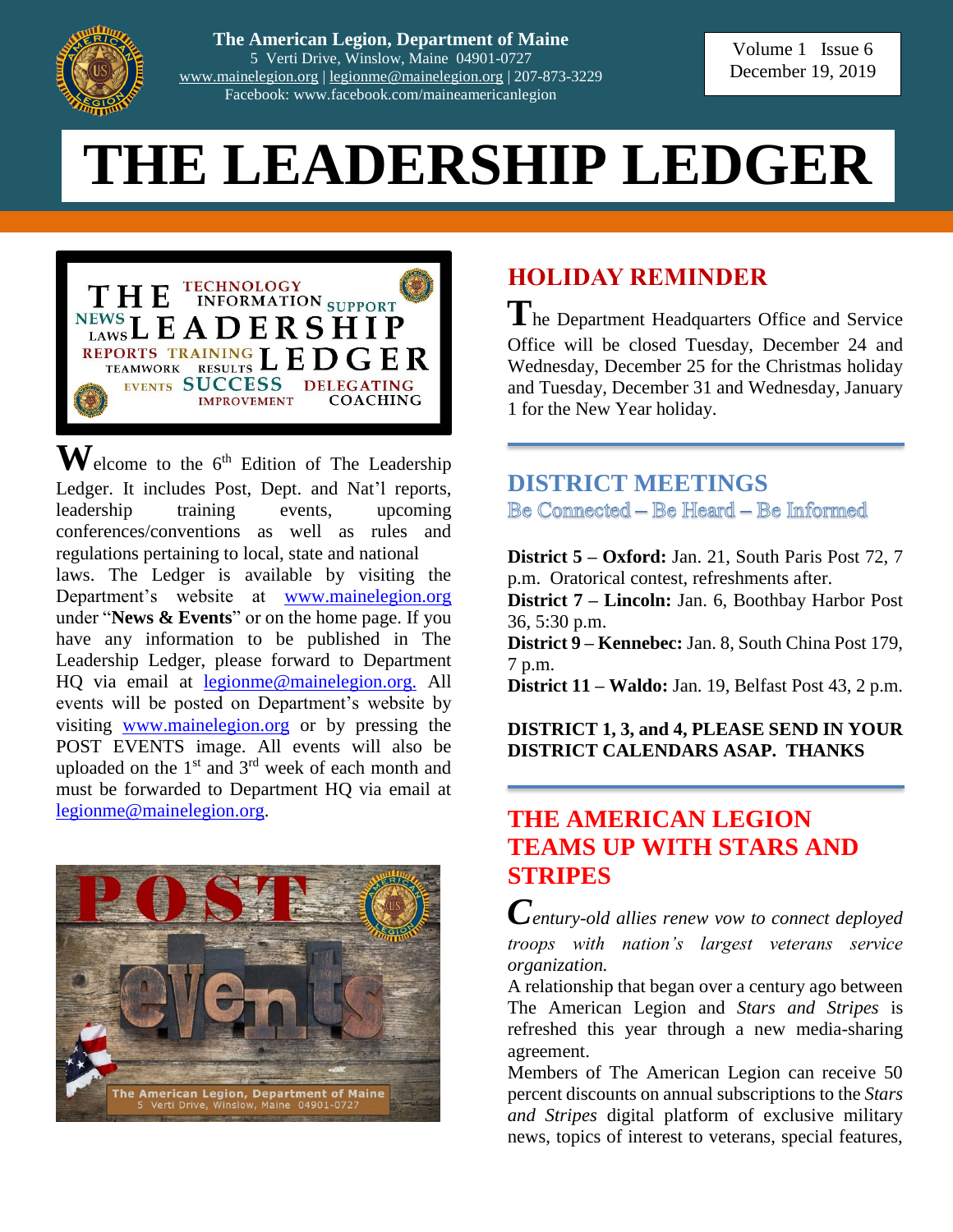The American Legion, Department of Maine
5 Verti Drive, Winslow, Maine 04901-0727
www.mainelegion.org | legionme@mainelegion.org | 207-873-3229
Facebook: www.facebook.com/maineamericanlegion

Volume 1 Issue 6
December 19, 2019

# THE LEADERSHIP LEDGER

Welcome to the 6th Edition of The Leadership Ledger. It includes Post, Dept. and Nat'l reports, leadership training events, upcoming conferences/conventions as well as rules and regulations pertaining to local, state and national laws. The Ledger is available by visiting the Department's website at www.mainelegion.org under "**News & Events**" or on the home page. If you have any information to be published in The Leadership Ledger, please forward to Department HQ via email at legionme@mainelegion.org. All events will be posted on Department's website by visiting www.mainelegion.org or by pressing the POST EVENTS image. All events will also be uploaded on the 1st and 3rd week of each month and must be forwarded to Department HQ via email at legionme@mainelegion.org.

## HOLIDAY REMINDER

The Department Headquarters Office and Service Office will be closed Tuesday, December 24 and Wednesday, December 25 for the Christmas holiday and Tuesday, December 31 and Wednesday, January 1 for the New Year holiday.

## DISTRICT MEETINGS

Be Connected – Be Heard – Be Informed

**District 5 – Oxford:** Jan. 21, South Paris Post 72, 7 p.m. Oratorical contest, refreshments after.
**District 7 – Lincoln:** Jan. 6, Boothbay Harbor Post 36, 5:30 p.m.
**District 9 – Kennebec:** Jan. 8, South China Post 179, 7 p.m.
**District 11 – Waldo:** Jan. 19, Belfast Post 43, 2 p.m.

**DISTRICT 1, 3, and 4, PLEASE SEND IN YOUR DISTRICT CALENDARS ASAP. THANKS**

## THE AMERICAN LEGION TEAMS UP WITH STARS AND STRIPES

*Century-old allies renew vow to connect deployed troops with nation's largest veterans service organization.*

A relationship that began over a century ago between The American Legion and *Stars and Stripes* is refreshed this year through a new media-sharing agreement.

Members of The American Legion can receive 50 percent discounts on annual subscriptions to the *Stars and Stripes* digital platform of exclusive military news, topics of interest to veterans, special features,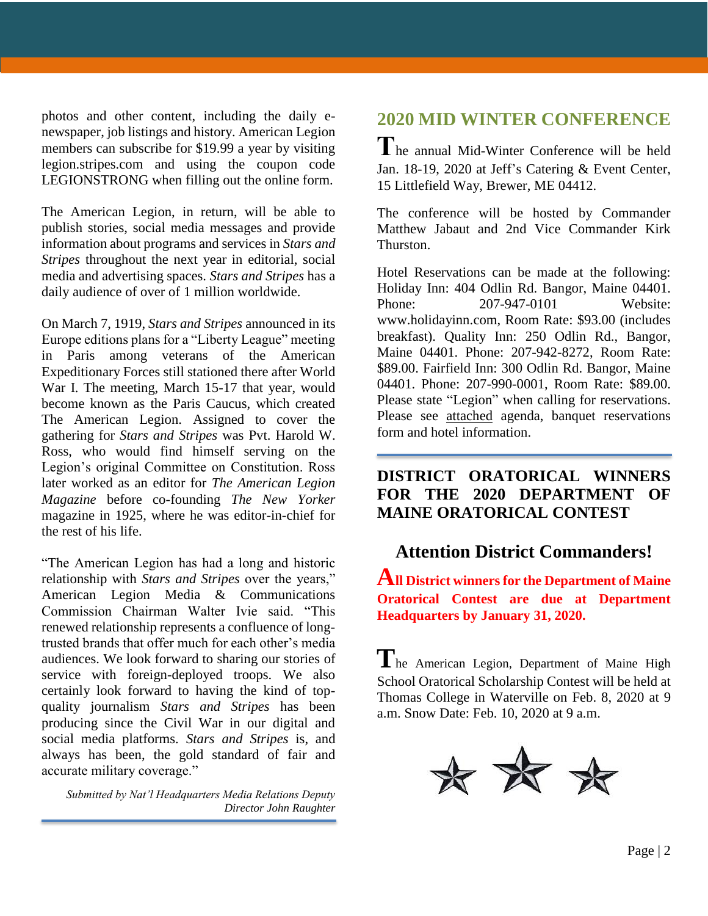photos and other content, including the daily e-newspaper, job listings and history. American Legion members can subscribe for $19.99 a year by visiting legion.stripes.com and using the coupon code LEGIONSTRONG when filling out the online form.

The American Legion, in return, will be able to publish stories, social media messages and provide information about programs and services in *Stars and Stripes* throughout the next year in editorial, social media and advertising spaces. *Stars and Stripes* has a daily audience of over of 1 million worldwide.

On March 7, 1919, *Stars and Stripes* announced in its Europe editions plans for a "Liberty League" meeting in Paris among veterans of the American Expeditionary Forces still stationed there after World War I. The meeting, March 15-17 that year, would become known as the Paris Caucus, which created The American Legion. Assigned to cover the gathering for *Stars and Stripes* was Pvt. Harold W. Ross, who would find himself serving on the Legion's original Committee on Constitution. Ross later worked as an editor for *The American Legion Magazine* before co-founding *The New Yorker* magazine in 1925, where he was editor-in-chief for the rest of his life.

"The American Legion has had a long and historic relationship with *Stars and Stripes* over the years," American Legion Media & Communications Commission Chairman Walter Ivie said. "This renewed relationship represents a confluence of long-trusted brands that offer much for each other's media audiences. We look forward to sharing our stories of service with foreign-deployed troops. We also certainly look forward to having the kind of top-quality journalism *Stars and Stripes* has been producing since the Civil War in our digital and social media platforms. *Stars and Stripes* is, and always has been, the gold standard of fair and accurate military coverage."

*Submitted by Nat'l Headquarters Media Relations Deputy Director John Raughter*

## 2020 MID WINTER CONFERENCE

The annual Mid-Winter Conference will be held Jan. 18-19, 2020 at Jeff's Catering & Event Center, 15 Littlefield Way, Brewer, ME 04412.

The conference will be hosted by Commander Matthew Jabaut and 2nd Vice Commander Kirk Thurston.

Hotel Reservations can be made at the following: Holiday Inn: 404 Odlin Rd. Bangor, Maine 04401. Phone: 207-947-0101 Website: www.holidayinn.com, Room Rate: $93.00 (includes breakfast). Quality Inn: 250 Odlin Rd., Bangor, Maine 04401. Phone: 207-942-8272, Room Rate: $89.00. Fairfield Inn: 300 Odlin Rd. Bangor, Maine 04401. Phone: 207-990-0001, Room Rate: $89.00. Please state "Legion" when calling for reservations. Please see attached agenda, banquet reservations form and hotel information.

## DISTRICT ORATORICAL WINNERS FOR THE 2020 DEPARTMENT OF MAINE ORATORICAL CONTEST

### Attention District Commanders!

**All District winners for the Department of Maine Oratorical Contest are due at Department Headquarters by January 31, 2020.**

The American Legion, Department of Maine High School Oratorical Scholarship Contest will be held at Thomas College in Waterville on Feb. 8, 2020 at 9 a.m. Snow Date: Feb. 10, 2020 at 9 a.m.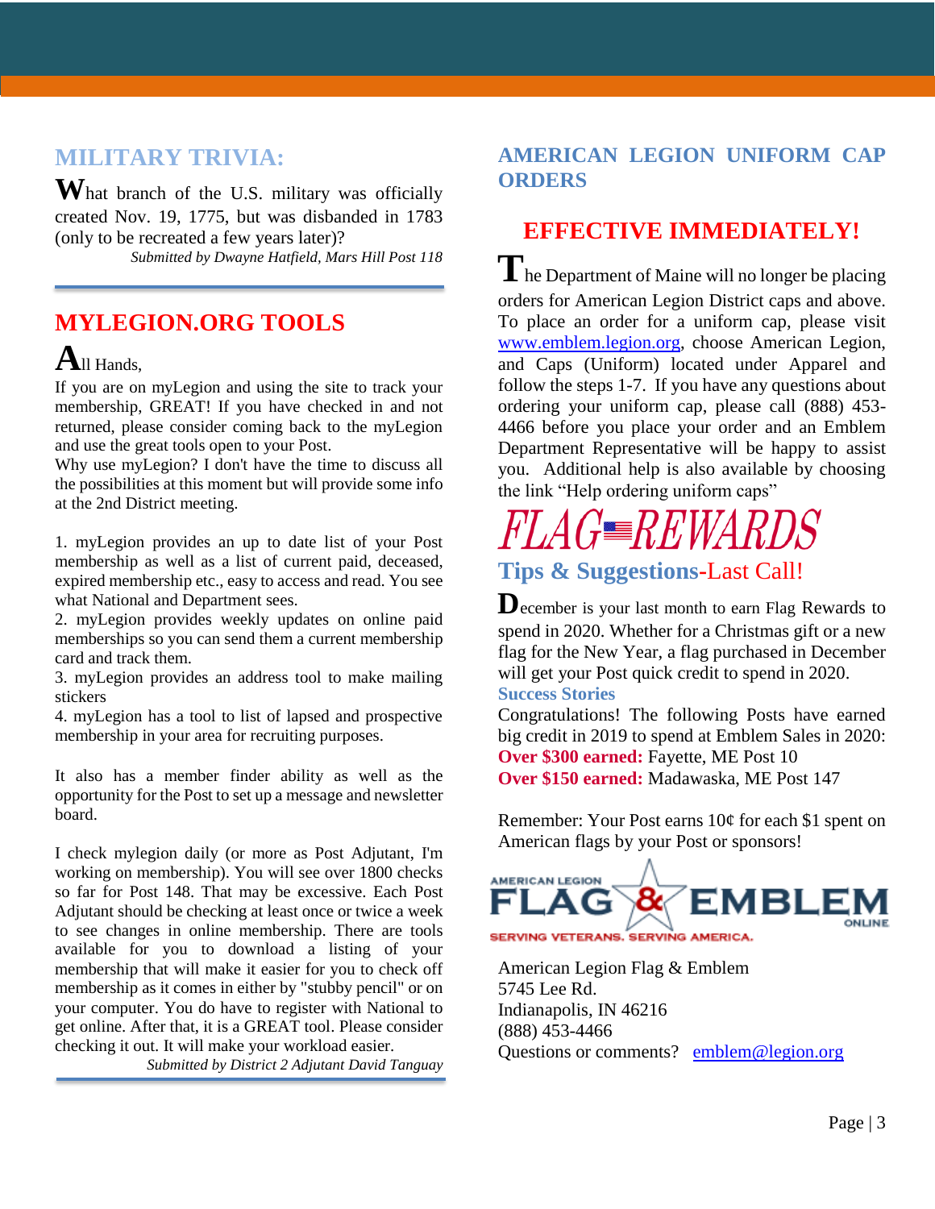## MILITARY TRIVIA:

What branch of the U.S. military was officially created Nov. 19, 1775, but was disbanded in 1783 (only to be recreated a few years later)?

*Submitted by Dwayne Hatfield, Mars Hill Post 118*

## MYLEGION.ORG TOOLS

All Hands,

If you are on myLegion and using the site to track your membership, GREAT! If you have checked in and not returned, please consider coming back to the myLegion and use the great tools open to your Post.

Why use myLegion? I don't have the time to discuss all the possibilities at this moment but will provide some info at the 2nd District meeting.

1. myLegion provides an up to date list of your Post membership as well as a list of current paid, deceased, expired membership etc., easy to access and read. You see what National and Department sees.
2. myLegion provides weekly updates on online paid memberships so you can send them a current membership card and track them.
3. myLegion provides an address tool to make mailing stickers
4. myLegion has a tool to list of lapsed and prospective membership in your area for recruiting purposes.

It also has a member finder ability as well as the opportunity for the Post to set up a message and newsletter board.

I check mylegion daily (or more as Post Adjutant, I'm working on membership). You will see over 1800 checks so far for Post 148. That may be excessive. Each Post Adjutant should be checking at least once or twice a week to see changes in online membership. There are tools available for you to download a listing of your membership that will make it easier for you to check off membership as it comes in either by "stubby pencil" or on your computer. You do have to register with National to get online. After that, it is a GREAT tool. Please consider checking it out. It will make your workload easier.

*Submitted by District 2 Adjutant David Tanguay*

## AMERICAN LEGION UNIFORM CAP ORDERS

### EFFECTIVE IMMEDIATELY!

The Department of Maine will no longer be placing orders for American Legion District caps and above. To place an order for a uniform cap, please visit www.emblem.legion.org, choose American Legion, and Caps (Uniform) located under Apparel and follow the steps 1-7. If you have any questions about ordering your uniform cap, please call (888) 453-4466 before you place your order and an Emblem Department Representative will be happy to assist you. Additional help is also available by choosing the link "Help ordering uniform caps"

## FLAG REWARDS

### Tips & Suggestions-Last Call!

December is your last month to earn Flag Rewards to spend in 2020. Whether for a Christmas gift or a new flag for the New Year, a flag purchased in December will get your Post quick credit to spend in 2020.

**Success Stories**

Congratulations! The following Posts have earned big credit in 2019 to spend at Emblem Sales in 2020:

**Over $300 earned:** Fayette, ME Post 10

**Over $150 earned:** Madawaska, ME Post 147

Remember: Your Post earns 10¢ for each $1 spent on American flags by your Post or sponsors!

AMERICAN LEGION FLAG & EMBLEM ONLINE
SERVING VETERANS. SERVING AMERICA.

American Legion Flag & Emblem
5745 Lee Rd.
Indianapolis, IN 46216
(888) 453-4466
Questions or comments? emblem@legion.org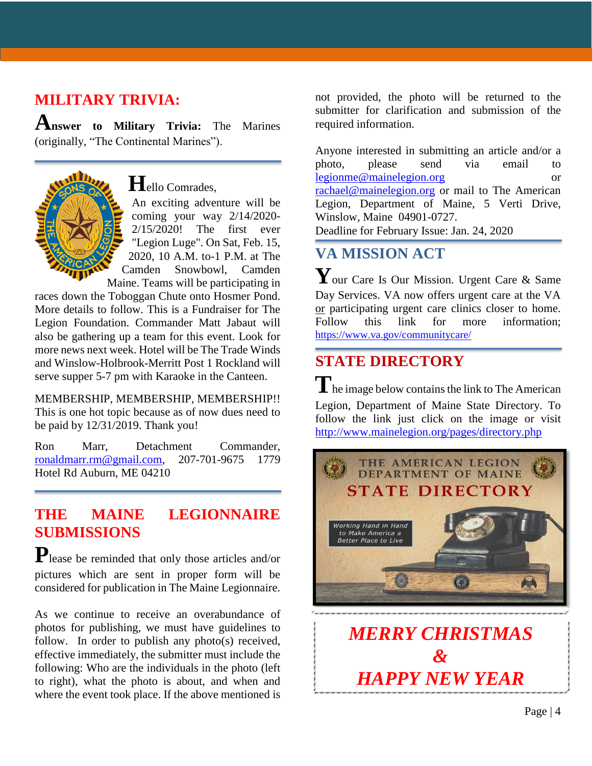## MILITARY TRIVIA:

**Answer to Military Trivia:** The Marines (originally, "The Continental Marines").

Hello Comrades,

An exciting adventure will be coming your way 2/14/2020-2/15/2020! The first ever "Legion Luge". On Sat, Feb. 15, 2020, 10 A.M. to-1 P.M. at The Camden Snowbowl, Camden Maine. Teams will be participating in races down the Toboggan Chute onto Hosmer Pond. More details to follow. This is a Fundraiser for The Legion Foundation. Commander Matt Jabaut will also be gathering up a team for this event. Look for more news next week. Hotel will be The Trade Winds and Winslow-Holbrook-Merritt Post 1 Rockland will serve supper 5-7 pm with Karaoke in the Canteen.

MEMBERSHIP, MEMBERSHIP, MEMBERSHIP!! This is one hot topic because as of now dues need to be paid by 12/31/2019. Thank you!

Ron Marr, Detachment Commander, ronaldmarr.rm@gmail.com, 207-701-9675 1779 Hotel Rd Auburn, ME 04210

## THE MAINE LEGIONNAIRE SUBMISSIONS

Please be reminded that only those articles and/or pictures which are sent in proper form will be considered for publication in The Maine Legionnaire.

As we continue to receive an overabundance of photos for publishing, we must have guidelines to follow. In order to publish any photo(s) received, effective immediately, the submitter must include the following: Who are the individuals in the photo (left to right), what the photo is about, and when and where the event took place. If the above mentioned is not provided, the photo will be returned to the submitter for clarification and submission of the required information.

Anyone interested in submitting an article and/or a photo, please send via email to legionme@mainelegion.org or rachael@mainelegion.org or mail to The American Legion, Department of Maine, 5 Verti Drive, Winslow, Maine 04901-0727.

Deadline for February Issue: Jan. 24, 2020

## VA MISSION ACT

Your Care Is Our Mission. Urgent Care & Same Day Services. VA now offers urgent care at the VA or participating urgent care clinics closer to home. Follow this link for more information; https://www.va.gov/communitycare/

## STATE DIRECTORY

The image below contains the link to The American Legion, Department of Maine State Directory. To follow the link just click on the image or visit http://www.mainelegion.org/pages/directory.php

THE AMERICAN LEGION
DEPARTMENT OF MAINE
STATE DIRECTORY

Working Hand in Hand to Make America a Better Place to Live

***MERRY CHRISTMAS***

***&***

***HAPPY NEW YEAR***